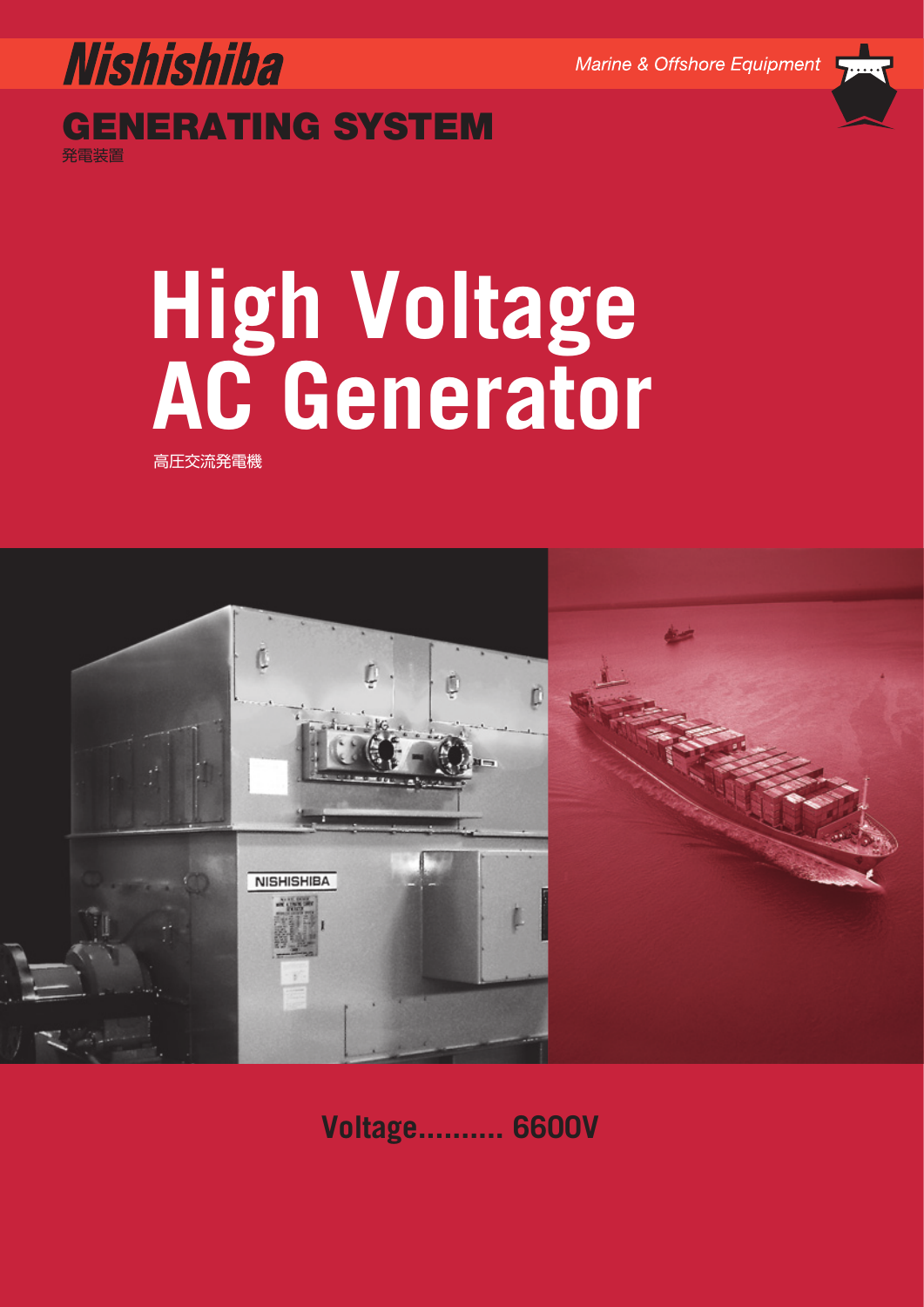Nishishiba

*Marine & Offshore Equipment*

## GENERATING SYSTEM

発電装置

# High Voltage AC Generator

高圧交流発電機

**Voltage.......... 6600V**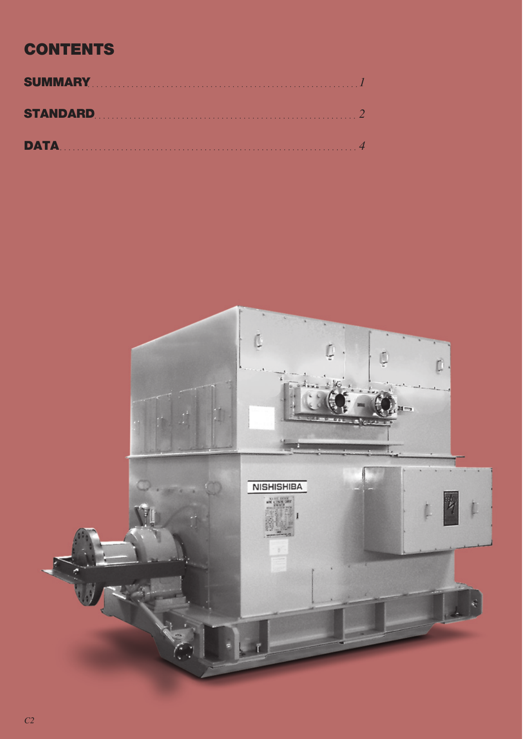# CONTENTS

**SUMMARY** ........................................................ 1

**STANDARD** ........................................................ 2

**DATA** ........................................................ 4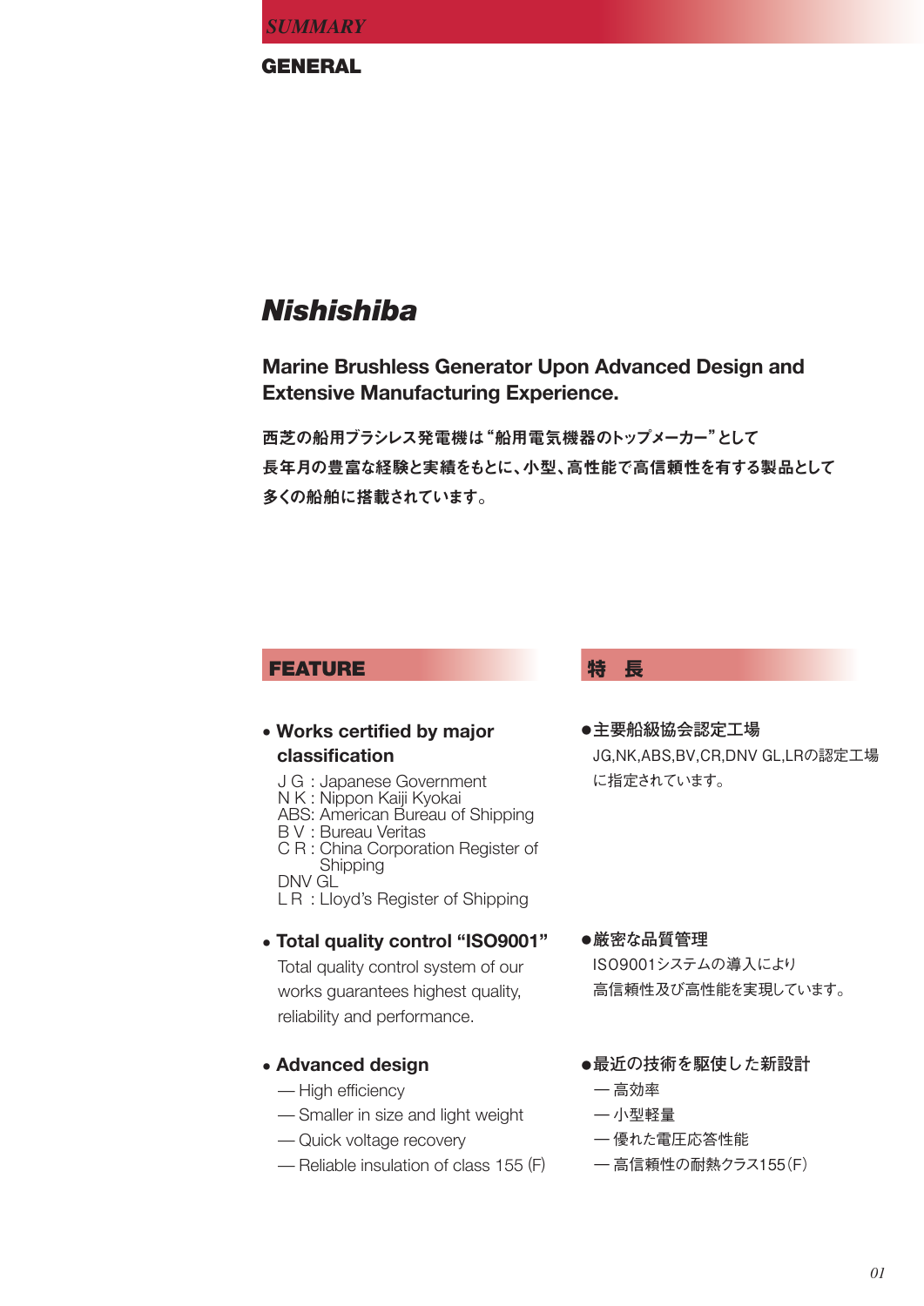SUMMARY

## GENERAL

# *Nishishiba*

### Marine Brushless Generator Upon Advanced Design and Extensive Manufacturing Experience.

**西芝の船用ブラシレス発電機は“船用電気機器のトップメーカー”として**
**長年月の豊富な経験と実績をもとに、小型、高性能で高信頼性を有する製品として**
**多くの船舶に搭載されています。**

## FEATURE

- **Works certified by major classification**

  J G : Japanese Government
  N K : Nippon Kaiji Kyokai
  ABS: American Bureau of Shipping
  B V : Bureau Veritas
  C R : China Corporation Register of Shipping
  DNV GL
  L R : Lloyd’s Register of Shipping

- **Total quality control “ISO9001”**

  Total quality control system of our works guarantees highest quality, reliability and performance.

- **Advanced design**

  — High efficiency
  — Smaller in size and light weight
  — Quick voltage recovery
  — Reliable insulation of class 155 (F)

## 特　長

- **主要船級協会認定工場**

  JG,NK,ABS,BV,CR,DNV GL,LRの認定工場に指定されています。

- **厳密な品質管理**

  ISO9001システムの導入により高信頼性及び高性能を実現しています。

- **最近の技術を駆使した新設計**

  — 高効率
  — 小型軽量
  — 優れた電圧応答性能
  — 高信頼性の耐熱クラス155（F）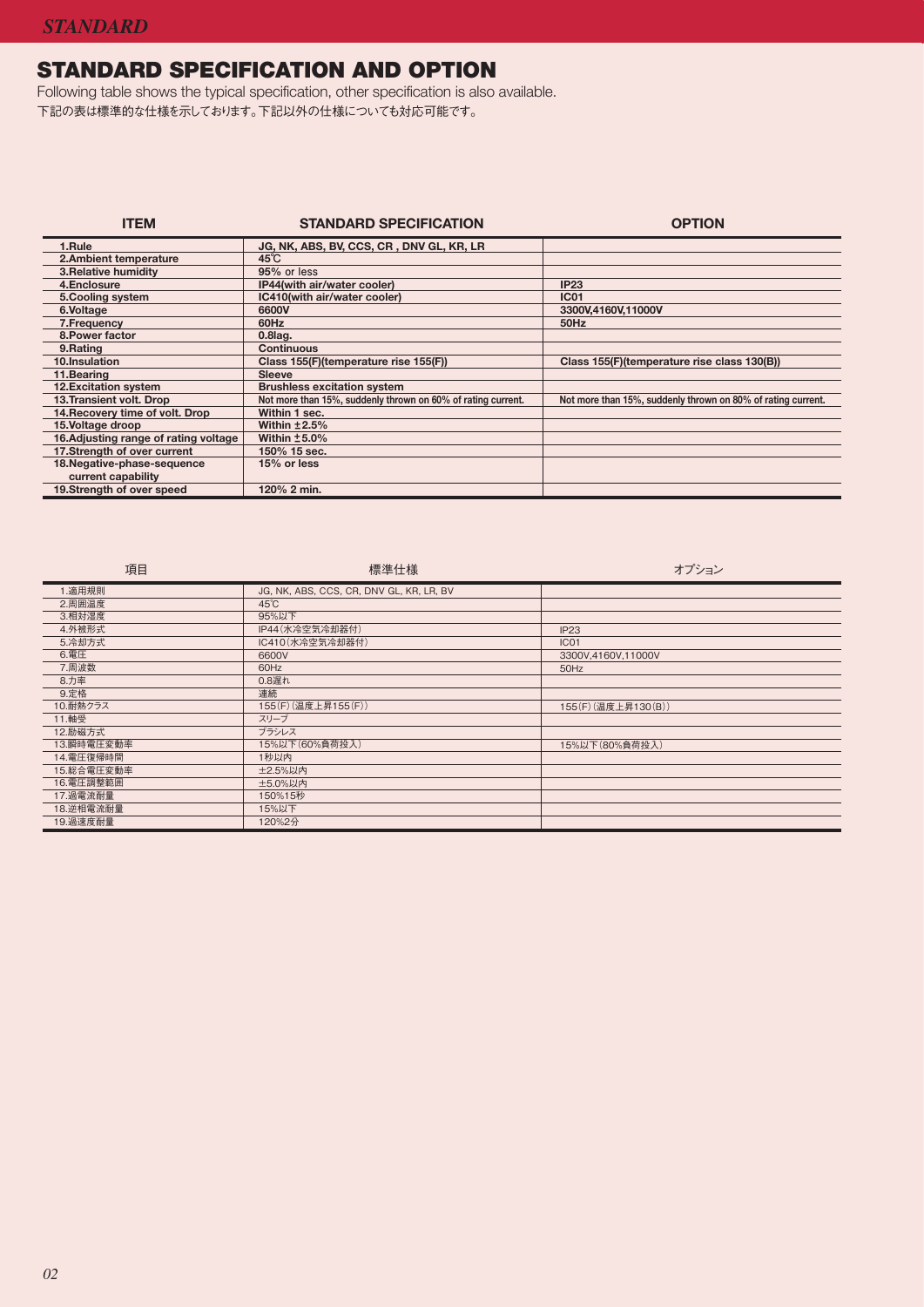# STANDARD SPECIFICATION AND OPTION

Following table shows the typical specification, other specification is also available.
下記の表は標準的な仕様を示しております。下記以外の仕様についても対応可能です。

| ITEM | STANDARD SPECIFICATION | OPTION |
|---|---|---|
| 1.Rule | JG, NK, ABS, BV, CCS, CR , DNV GL, KR, LR | |
| 2.Ambient temperature | 45℃ | |
| 3.Relative humidity | 95% or less | |
| 4.Enclosure | IP44(with air/water cooler) | IP23 |
| 5.Cooling system | IC410(with air/water cooler) | IC01 |
| 6.Voltage | 6600V | 3300V,4160V,11000V |
| 7.Frequency | 60Hz | 50Hz |
| 8.Power factor | 0.8lag. | |
| 9.Rating | Continuous | |
| 10.Insulation | Class 155(F)(temperature rise 155(F)) | Class 155(F)(temperature rise class 130(B)) |
| 11.Bearing | Sleeve | |
| 12.Excitation system | Brushless excitation system | |
| 13.Transient volt. Drop | Not more than 15%, suddenly thrown on 60% of rating current. | Not more than 15%, suddenly thrown on 80% of rating current. |
| 14.Recovery time of volt. Drop | Within 1 sec. | |
| 15.Voltage droop | Within ±2.5% | |
| 16.Adjusting range of rating voltage | Within ±5.0% | |
| 17.Strength of over current | 150% 15 sec. | |
| 18.Negative-phase-sequence current capability | 15% or less | |
| 19.Strength of over speed | 120% 2 min. | |

| 項目 | 標準仕様 | オプション |
|---|---|---|
| 1.適用規則 | JG, NK, ABS, CCS, CR, DNV GL, KR, LR, BV | |
| 2.周囲温度 | 45℃ | |
| 3.相対湿度 | 95%以下 | |
| 4.外被形式 | IP44(水冷空気冷却器付) | IP23 |
| 5.冷却方式 | IC410(水冷空気冷却器付) | IC01 |
| 6.電圧 | 6600V | 3300V,4160V,11000V |
| 7.周波数 | 60Hz | 50Hz |
| 8.力率 | 0.8遅れ | |
| 9.定格 | 連続 | |
| 10.耐熱クラス | 155(F)(温度上昇155(F)) | 155(F)(温度上昇130(B)) |
| 11.軸受 | スリーブ | |
| 12.励磁方式 | ブラシレス | |
| 13.瞬時電圧変動率 | 15%以下(60%負荷投入) | 15%以下(80%負荷投入) |
| 14.電圧復帰時間 | 1秒以内 | |
| 15.総合電圧変動率 | ±2.5%以内 | |
| 16.電圧調整範囲 | ±5.0%以内 | |
| 17.過電流耐量 | 150%15秒 | |
| 18.逆相電流耐量 | 15%以下 | |
| 19.過速度耐量 | 120%2分 | |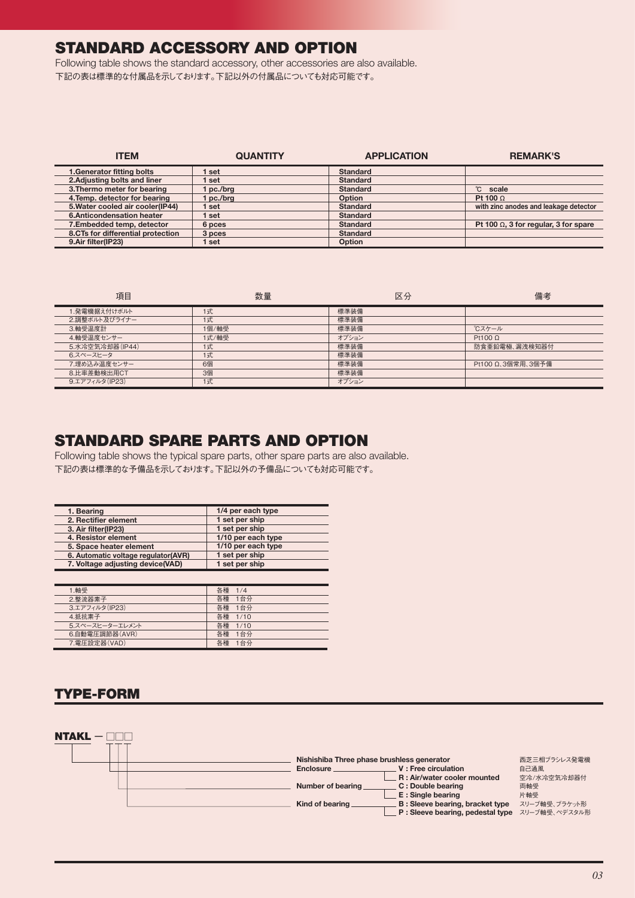## STANDARD ACCESSORY AND OPTION

Following table shows the standard accessory, other accessories are also available.
下記の表は標準的な付属品を示しております。下記以外の付属品についても対応可能です。

| ITEM | QUANTITY | APPLICATION | REMARK'S |
|---|---|---|---|
| 1.Generator fitting bolts | 1 set | Standard | |
| 2.Adjusting bolts and liner | 1 set | Standard | |
| 3.Thermo meter for bearing | 1 pc./brg | Standard | ℃ scale |
| 4.Temp. detector for bearing | 1 pc./brg | Option | Pt 100 Ω |
| 5.Water cooled air cooler(IP44) | 1 set | Standard | with zinc anodes and leakage detector |
| 6.Anticondensation heater | 1 set | Standard | |
| 7.Embedded temp, detector | 6 pces | Standard | Pt 100 Ω, 3 for regular, 3 for spare |
| 8.CTs for differential protection | 3 pces | Standard | |
| 9.Air filter(IP23) | 1 set | Option | |

| 項目 | 数量 | 区分 | 備考 |
|---|---|---|---|
| 1.発電機据え付けボルト | 1式 | 標準装備 | |
| 2.調整ボルト及びライナー | 1式 | 標準装備 | |
| 3.軸受温度計 | 1個/軸受 | 標準装備 | ℃スケール |
| 4.軸受温度センサー | 1式/軸受 | オプション | Pt100 Ω |
| 5.水冷空気冷却器(IP44) | 1式 | 標準装備 | 防食亜鉛電極、漏洩検知器付 |
| 6.スペースヒータ | 1式 | 標準装備 | |
| 7.埋め込み温度センサー | 6個 | 標準装備 | Pt100 Ω、3個常用、3個予備 |
| 8.比率差動検出用CT | 3個 | 標準装備 | |
| 9.エアフィルタ(IP23) | 1式 | オプション | |

## STANDARD SPARE PARTS AND OPTION

Following table shows the typical spare parts, other spare parts are also available.
下記の表は標準的な予備品を示しております。下記以外の予備品についても対応可能です。

| Item | Quantity |
|---|---|
| 1. Bearing | 1/4 per each type |
| 2. Rectifier element | 1 set per ship |
| 3. Air filter(IP23) | 1 set per ship |
| 4. Resistor element | 1/10 per each type |
| 5. Space heater element | 1/10 per each type |
| 6. Automatic voltage regulator(AVR) | 1 set per ship |
| 7. Voltage adjusting device(VAD) | 1 set per ship |

| 項目 | 数量 |
|---|---|
| 1.軸受 | 各種 1/4 |
| 2.整流器素子 | 各種 1台分 |
| 3.エアフィルタ(IP23) | 各種 1台分 |
| 4.抵抗素子 | 各種 1/10 |
| 5.スペースヒーターエレメント | 各種 1/10 |
| 6.自動電圧調節器(AVR) | 各種 1台分 |
| 7.電圧設定器(VAD) | 各種 1台分 |

## TYPE-FORM

**NTAKL — □□□**

- **NTAKL**: Nishishiba Three phase brushless generator — 西芝三相ブラシレス発電機
- **Enclosure**
  - V : Free circulation — 自己通風
  - R : Air/water cooler mounted — 空冷/水冷空気冷却器付
- **Number of bearing**
  - C : Double bearing — 両軸受
  - E : Single bearing — 片軸受
- **Kind of bearing**
  - B : Sleeve bearing, bracket type — スリーブ軸受、ブラケット形
  - P : Sleeve bearing, pedestal type — スリーブ軸受、ペデスタル形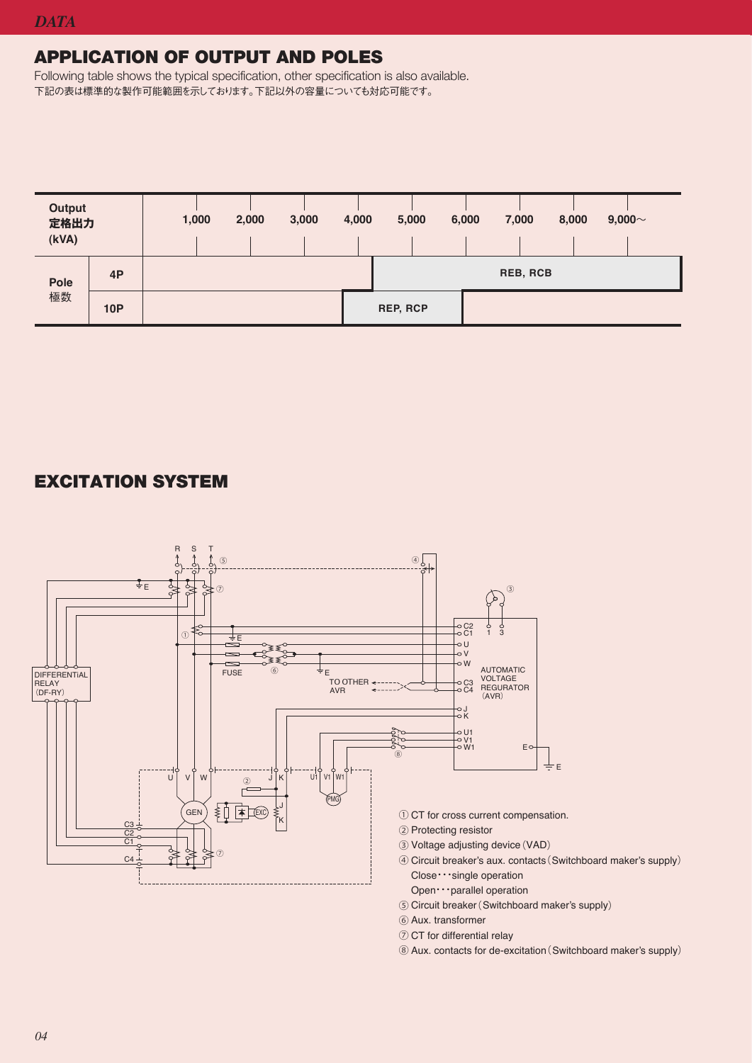## APPLICATION OF OUTPUT AND POLES

Following table shows the typical specification, other specification is also available.
下記の表は標準的な製作可能範囲を示しております。下記以外の容量についても対応可能です。

| Output 定格出力 (kVA) | | 1,000 | 2,000 | 3,000 | 4,000 | 5,000 | 6,000 | 7,000 | 8,000 | 9,000～ |
|---|---|---|---|---|---|---|---|---|---|---|
| Pole 極数 | 4P | | | | REB, RCB | | | | | |
| | 10P | | | REP, RCP | | | | | | |

## EXCITATION SYSTEM

DIFFERENTIAL RELAY (DF-RY)

AUTOMATIC VOLTAGE REGURATOR (AVR)

TO OTHER AVR

FUSE

GEN

EXC

PMG

① CT for cross current compensation.
② Protecting resistor
③ Voltage adjusting device（VAD）
④ Circuit breaker's aux. contacts（Switchboard maker's supply）
Close･･･single operation
Open･･･parallel operation
⑤ Circuit breaker（Switchboard maker's supply）
⑥ Aux. transformer
⑦ CT for differential relay
⑧ Aux. contacts for de-excitation（Switchboard maker's supply）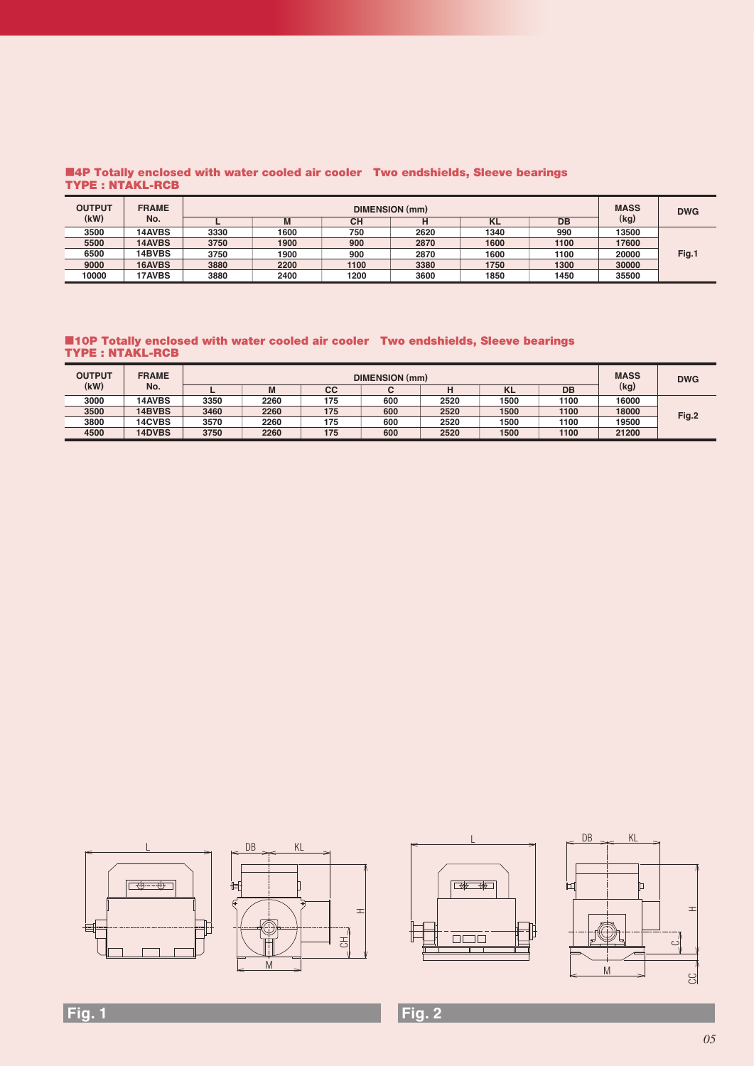## ■4P Totally enclosed with water cooled air cooler Two endshields, Sleeve bearings
## TYPE : NTAKL-RCB

| OUTPUT (kW) | FRAME No. | DIMENSION (mm) | | | | | | MASS (kg) | DWG |
|---|---|---|---|---|---|---|---|---|---|
| | | L | M | CH | H | KL | DB | | |
| 3500 | 14AVBS | 3330 | 1600 | 750 | 2620 | 1340 | 990 | 13500 | Fig.1 |
| 5500 | 14AVBS | 3750 | 1900 | 900 | 2870 | 1600 | 1100 | 17600 | |
| 6500 | 14BVBS | 3750 | 1900 | 900 | 2870 | 1600 | 1100 | 20000 | |
| 9000 | 16AVBS | 3880 | 2200 | 1100 | 3380 | 1750 | 1300 | 30000 | |
| 10000 | 17AVBS | 3880 | 2400 | 1200 | 3600 | 1850 | 1450 | 35500 | |

## ■10P Totally enclosed with water cooled air cooler Two endshields, Sleeve bearings
## TYPE : NTAKL-RCB

| OUTPUT (kW) | FRAME No. | DIMENSION (mm) | | | | | | | MASS (kg) | DWG |
|---|---|---|---|---|---|---|---|---|---|---|
| | | L | M | CC | C | H | KL | DB | | |
| 3000 | 14AVBS | 3350 | 2260 | 175 | 600 | 2520 | 1500 | 1100 | 16000 | Fig.2 |
| 3500 | 14BVBS | 3460 | 2260 | 175 | 600 | 2520 | 1500 | 1100 | 18000 | |
| 3800 | 14CVBS | 3570 | 2260 | 175 | 600 | 2520 | 1500 | 1100 | 19500 | |
| 4500 | 14DVBS | 3750 | 2260 | 175 | 600 | 2520 | 1500 | 1100 | 21200 | |

Fig. 1

Fig. 2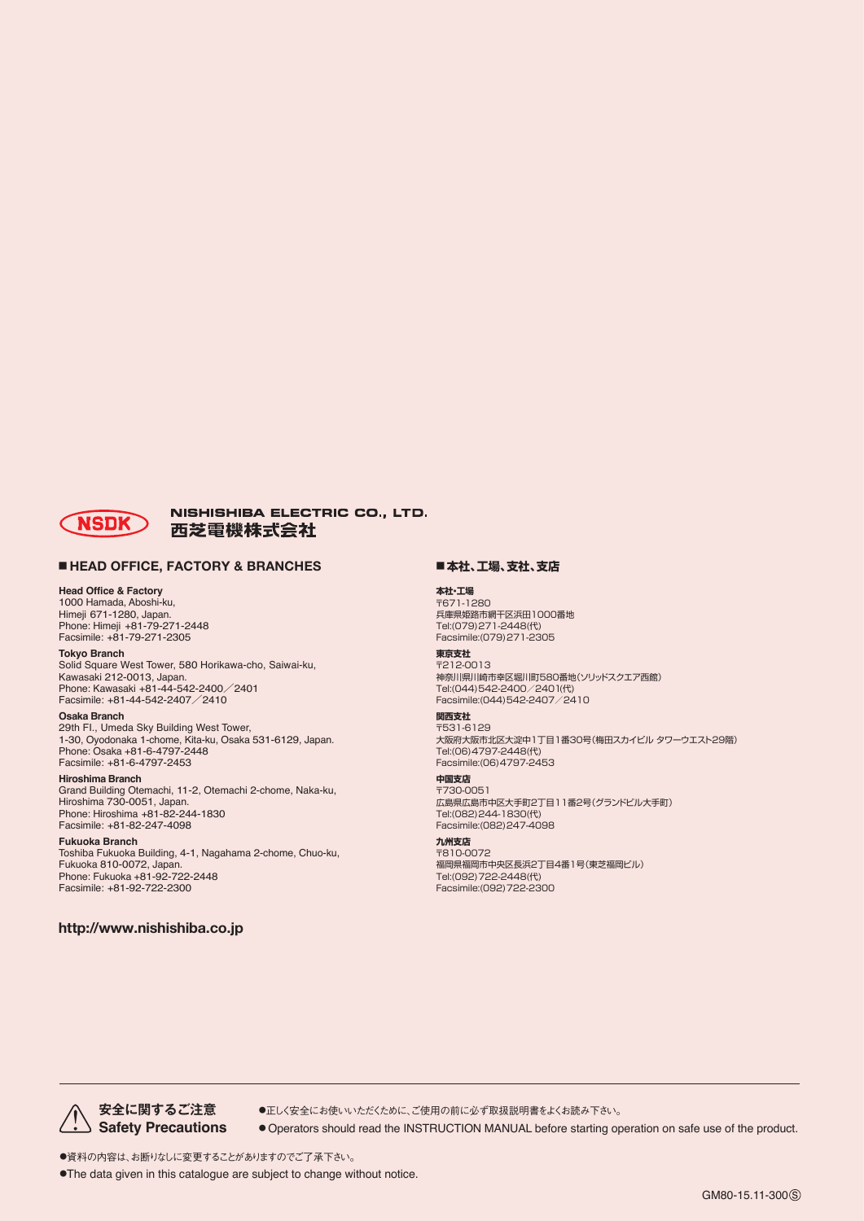NSDK

**NISHISHIBA ELECTRIC CO., LTD.**
**西芝電機株式会社**

## ■ HEAD OFFICE, FACTORY & BRANCHES

**Head Office & Factory**
1000 Hamada, Aboshi-ku,
Himeji 671-1280, Japan.
Phone: Himeji +81-79-271-2448
Facsimile: +81-79-271-2305

**Tokyo Branch**
Solid Square West Tower, 580 Horikawa-cho, Saiwai-ku,
Kawasaki 212-0013, Japan.
Phone: Kawasaki +81-44-542-2400／2401
Facsimile: +81-44-542-2407／2410

**Osaka Branch**
29th Fl., Umeda Sky Building West Tower,
1-30, Oyodonaka 1-chome, Kita-ku, Osaka 531-6129, Japan.
Phone: Osaka +81-6-4797-2448
Facsimile: +81-6-4797-2453

**Hiroshima Branch**
Grand Building Otemachi, 11-2, Otemachi 2-chome, Naka-ku,
Hiroshima 730-0051, Japan.
Phone: Hiroshima +81-82-244-1830
Facsimile: +81-82-247-4098

**Fukuoka Branch**
Toshiba Fukuoka Building, 4-1, Nagahama 2-chome, Chuo-ku,
Fukuoka 810-0072, Japan.
Phone: Fukuoka +81-92-722-2448
Facsimile: +81-92-722-2300

**http://www.nishishiba.co.jp**

## ■本社、工場、支社、支店

**本社・工場**
〒671-1280
兵庫県姫路市網干区浜田1000番地
Tel:(079)271-2448(代)
Facsimile:(079)271-2305

**東京支社**
〒212-0013
神奈川県川崎市幸区堀川町580番地（ソリッドスクエア西館）
Tel:(044)542-2400／2401(代)
Facsimile:(044)542-2407／2410

**関西支社**
〒531-6129
大阪府大阪市北区大淀中1丁目1番30号（梅田スカイビル タワーウエスト29階）
Tel:(06)4797-2448(代)
Facsimile:(06)4797-2453

**中国支店**
〒730-0051
広島県広島市中区大手町2丁目11番2号（グランドビル大手町）
Tel:(082)244-1830(代)
Facsimile:(082)247-4098

**九州支店**
〒810-0072
福岡県福岡市中央区長浜2丁目4番1号（東芝福岡ビル）
Tel:(092)722-2448(代)
Facsimile:(092)722-2300

---

**安全に関するご注意**
**Safety Precautions**

●正しく安全にお使いいただくために、ご使用の前に必ず取扱説明書をよくお読み下さい。
● Operators should read the INSTRUCTION MANUAL before starting operation on safe use of the product.

●資料の内容は、お断りなしに変更することがありますのでご了承下さい。
●The data given in this catalogue are subject to change without notice.

GM80-15.11-300Ⓢ